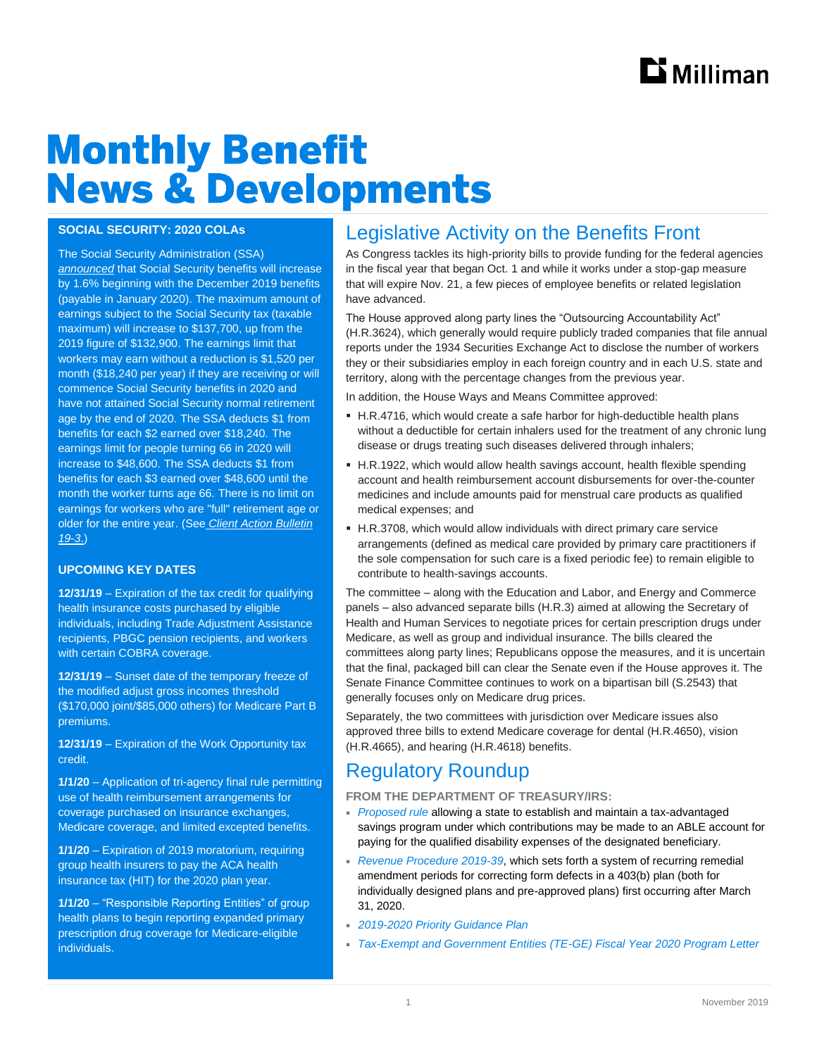# Monthly Benefit News & Developments

### SOCIAL SECURITY: 2020 COLAs

The Social Security Administration (SSA) *announced* that Social Security benefits will increase by 1.6% beginning with the December 2019 benefits (payable in January 2020). The maximum amount of earnings subject to the Social Security tax (taxable maximum) will increase to $137,700, up from the 2019 figure of $132,900. The earnings limit that workers may earn without a reduction is $1,520 per month ($18,240 per year) if they are receiving or will commence Social Security benefits in 2020 and have not attained Social Security normal retirement age by the end of 2020. The SSA deducts $1 from benefits for each $2 earned over $18,240. The earnings limit for people turning 66 in 2020 will increase to $48,600. The SSA deducts $1 from benefits for each $3 earned over $48,600 until the month the worker turns age 66. There is no limit on earnings for workers who are "full" retirement age or older for the entire year. (See *Client Action Bulletin 19-3*.)

### UPCOMING KEY DATES

**12/31/19** – Expiration of the tax credit for qualifying health insurance costs purchased by eligible individuals, including Trade Adjustment Assistance recipients, PBGC pension recipients, and workers with certain COBRA coverage.

**12/31/19** – Sunset date of the temporary freeze of the modified adjust gross incomes threshold ($170,000 joint/$85,000 others) for Medicare Part B premiums.

**12/31/19** – Expiration of the Work Opportunity tax credit.

**1/1/20** – Application of tri-agency final rule permitting use of health reimbursement arrangements for coverage purchased on insurance exchanges, Medicare coverage, and limited excepted benefits.

**1/1/20** – Expiration of 2019 moratorium, requiring group health insurers to pay the ACA health insurance tax (HIT) for the 2020 plan year.

**1/1/20** – "Responsible Reporting Entities" of group health plans to begin reporting expanded primary prescription drug coverage for Medicare-eligible individuals.

## Legislative Activity on the Benefits Front

As Congress tackles its high-priority bills to provide funding for the federal agencies in the fiscal year that began Oct. 1 and while it works under a stop-gap measure that will expire Nov. 21, a few pieces of employee benefits or related legislation have advanced.

The House approved along party lines the "Outsourcing Accountability Act" (H.R.3624), which generally would require publicly traded companies that file annual reports under the 1934 Securities Exchange Act to disclose the number of workers they or their subsidiaries employ in each foreign country and in each U.S. state and territory, along with the percentage changes from the previous year.

In addition, the House Ways and Means Committee approved:

- H.R.4716, which would create a safe harbor for high-deductible health plans without a deductible for certain inhalers used for the treatment of any chronic lung disease or drugs treating such diseases delivered through inhalers;
- H.R.1922, which would allow health savings account, health flexible spending account and health reimbursement account disbursements for over-the-counter medicines and include amounts paid for menstrual care products as qualified medical expenses; and
- H.R.3708, which would allow individuals with direct primary care service arrangements (defined as medical care provided by primary care practitioners if the sole compensation for such care is a fixed periodic fee) to remain eligible to contribute to health-savings accounts.

The committee – along with the Education and Labor, and Energy and Commerce panels – also advanced separate bills (H.R.3) aimed at allowing the Secretary of Health and Human Services to negotiate prices for certain prescription drugs under Medicare, as well as group and individual insurance. The bills cleared the committees along party lines; Republicans oppose the measures, and it is uncertain that the final, packaged bill can clear the Senate even if the House approves it. The Senate Finance Committee continues to work on a bipartisan bill (S.2543) that generally focuses only on Medicare drug prices.

Separately, the two committees with jurisdiction over Medicare issues also approved three bills to extend Medicare coverage for dental (H.R.4650), vision (H.R.4665), and hearing (H.R.4618) benefits.

## Regulatory Roundup

**FROM THE DEPARTMENT OF TREASURY/IRS:**

- *Proposed rule* allowing a state to establish and maintain a tax-advantaged savings program under which contributions may be made to an ABLE account for paying for the qualified disability expenses of the designated beneficiary.
- *Revenue Procedure 2019-39*, which sets forth a system of recurring remedial amendment periods for correcting form defects in a 403(b) plan (both for individually designed plans and pre-approved plans) first occurring after March 31, 2020.
- *2019-2020 Priority Guidance Plan*
- *Tax-Exempt and Government Entities (TE-GE) Fiscal Year 2020 Program Letter*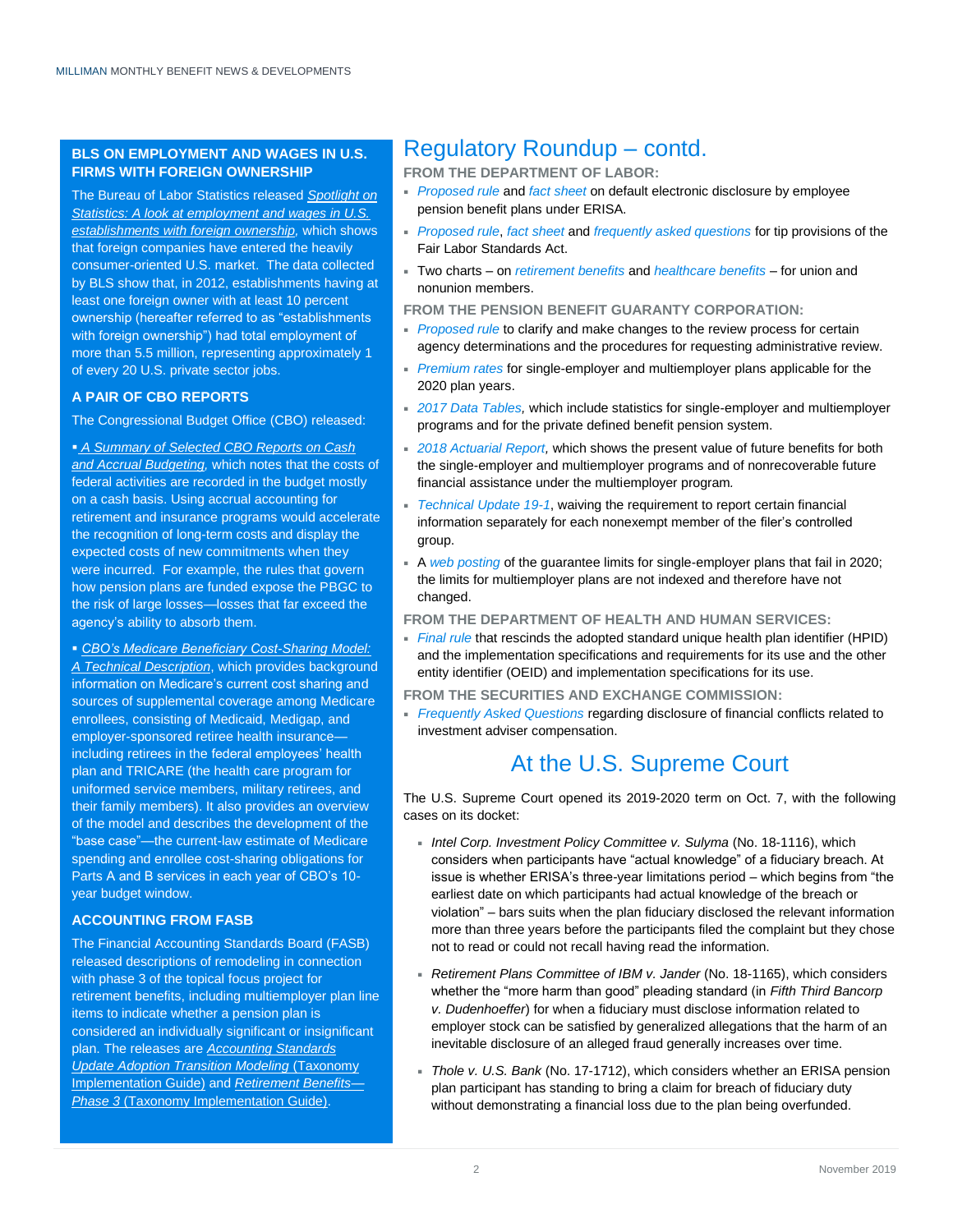## BLS ON EMPLOYMENT AND WAGES IN U.S. FIRMS WITH FOREIGN OWNERSHIP

The Bureau of Labor Statistics released *Spotlight on Statistics: A look at employment and wages in U.S. establishments with foreign ownership*, which shows that foreign companies have entered the heavily consumer-oriented U.S. market. The data collected by BLS show that, in 2012, establishments having at least one foreign owner with at least 10 percent ownership (hereafter referred to as "establishments with foreign ownership") had total employment of more than 5.5 million, representing approximately 1 of every 20 U.S. private sector jobs.

## A PAIR OF CBO REPORTS

The Congressional Budget Office (CBO) released:

- *A Summary of Selected CBO Reports on Cash and Accrual Budgeting*, which notes that the costs of federal activities are recorded in the budget mostly on a cash basis. Using accrual accounting for retirement and insurance programs would accelerate the recognition of long-term costs and display the expected costs of new commitments when they were incurred. For example, the rules that govern how pension plans are funded expose the PBGC to the risk of large losses—losses that far exceed the agency's ability to absorb them.

- *CBO's Medicare Beneficiary Cost-Sharing Model: A Technical Description*, which provides background information on Medicare's current cost sharing and sources of supplemental coverage among Medicare enrollees, consisting of Medicaid, Medigap, and employer-sponsored retiree health insurance—including retirees in the federal employees' health plan and TRICARE (the health care program for uniformed service members, military retirees, and their family members). It also provides an overview of the model and describes the development of the "base case"—the current-law estimate of Medicare spending and enrollee cost-sharing obligations for Parts A and B services in each year of CBO's 10-year budget window.

## ACCOUNTING FROM FASB

The Financial Accounting Standards Board (FASB) released descriptions of remodeling in connection with phase 3 of the topical focus project for retirement benefits, including multiemployer plan line items to indicate whether a pension plan is considered an individually significant or insignificant plan. The releases are *Accounting Standards Update Adoption Transition Modeling* (Taxonomy Implementation Guide) and *Retirement Benefits—Phase 3* (Taxonomy Implementation Guide).

# Regulatory Roundup – contd.

**FROM THE DEPARTMENT OF LABOR:**

- *Proposed rule* and *fact sheet* on default electronic disclosure by employee pension benefit plans under ERISA.
- *Proposed rule*, *fact sheet* and *frequently asked questions* for tip provisions of the Fair Labor Standards Act.
- Two charts – on *retirement benefits* and *healthcare benefits* – for union and nonunion members.

**FROM THE PENSION BENEFIT GUARANTY CORPORATION:**

- *Proposed rule* to clarify and make changes to the review process for certain agency determinations and the procedures for requesting administrative review.
- *Premium rates* for single-employer and multiemployer plans applicable for the 2020 plan years.
- *2017 Data Tables*, which include statistics for single-employer and multiemployer programs and for the private defined benefit pension system.
- *2018 Actuarial Report*, which shows the present value of future benefits for both the single-employer and multiemployer programs and of nonrecoverable future financial assistance under the multiemployer program.
- *Technical Update 19-1*, waiving the requirement to report certain financial information separately for each nonexempt member of the filer's controlled group.
- A *web posting* of the guarantee limits for single-employer plans that fail in 2020; the limits for multiemployer plans are not indexed and therefore have not changed.

**FROM THE DEPARTMENT OF HEALTH AND HUMAN SERVICES:**

- *Final rule* that rescinds the adopted standard unique health plan identifier (HPID) and the implementation specifications and requirements for its use and the other entity identifier (OEID) and implementation specifications for its use.

**FROM THE SECURITIES AND EXCHANGE COMMISSION:**

- *Frequently Asked Questions* regarding disclosure of financial conflicts related to investment adviser compensation.

# At the U.S. Supreme Court

The U.S. Supreme Court opened its 2019-2020 term on Oct. 7, with the following cases on its docket:

- *Intel Corp. Investment Policy Committee v. Sulyma* (No. 18-1116), which considers when participants have "actual knowledge" of a fiduciary breach. At issue is whether ERISA's three-year limitations period – which begins from "the earliest date on which participants had actual knowledge of the breach or violation" – bars suits when the plan fiduciary disclosed the relevant information more than three years before the participants filed the complaint but they chose not to read or could not recall having read the information.

- *Retirement Plans Committee of IBM v. Jander* (No. 18-1165), which considers whether the "more harm than good" pleading standard (in *Fifth Third Bancorp v. Dudenhoeffer*) for when a fiduciary must disclose information related to employer stock can be satisfied by generalized allegations that the harm of an inevitable disclosure of an alleged fraud generally increases over time.

- *Thole v. U.S. Bank* (No. 17-1712), which considers whether an ERISA pension plan participant has standing to bring a claim for breach of fiduciary duty without demonstrating a financial loss due to the plan being overfunded.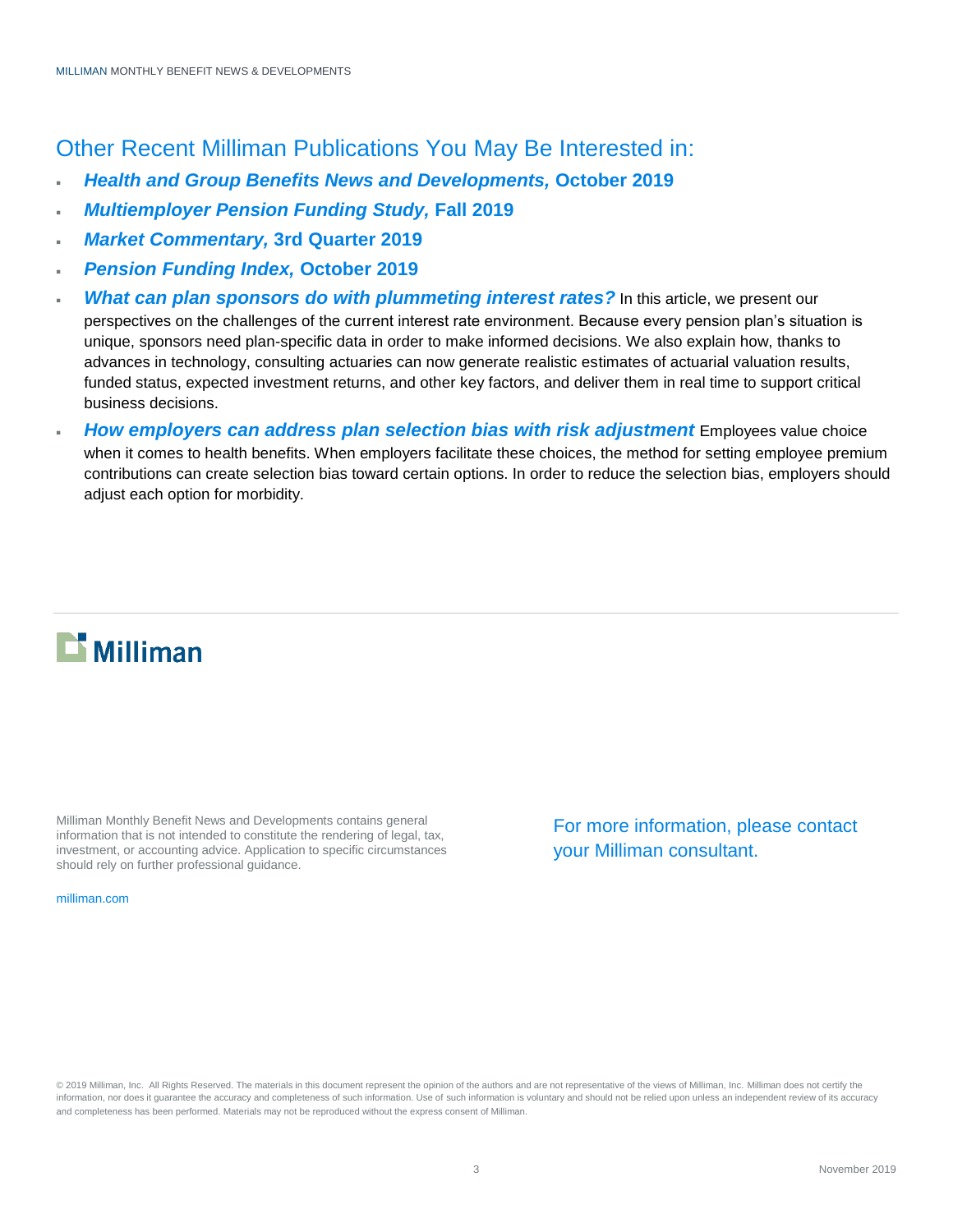## Other Recent Milliman Publications You May Be Interested in:

- ***Health and Group Benefits News and Developments,*** **October 2019**
- ***Multiemployer Pension Funding Study,*** **Fall 2019**
- ***Market Commentary,*** **3rd Quarter 2019**
- ***Pension Funding Index,*** **October 2019**
- ***What can plan sponsors do with plummeting interest rates?*** In this article, we present our perspectives on the challenges of the current interest rate environment. Because every pension plan's situation is unique, sponsors need plan-specific data in order to make informed decisions. We also explain how, thanks to advances in technology, consulting actuaries can now generate realistic estimates of actuarial valuation results, funded status, expected investment returns, and other key factors, and deliver them in real time to support critical business decisions.
- ***How employers can address plan selection bias with risk adjustment*** Employees value choice when it comes to health benefits. When employers facilitate these choices, the method for setting employee premium contributions can create selection bias toward certain options. In order to reduce the selection bias, employers should adjust each option for morbidity.

Milliman

Milliman Monthly Benefit News and Developments contains general information that is not intended to constitute the rendering of legal, tax, investment, or accounting advice. Application to specific circumstances should rely on further professional guidance.

milliman.com

For more information, please contact your Milliman consultant.

© 2019 Milliman, Inc. All Rights Reserved. The materials in this document represent the opinion of the authors and are not representative of the views of Milliman, Inc. Milliman does not certify the information, nor does it guarantee the accuracy and completeness of such information. Use of such information is voluntary and should not be relied upon unless an independent review of its accuracy and completeness has been performed. Materials may not be reproduced without the express consent of Milliman.